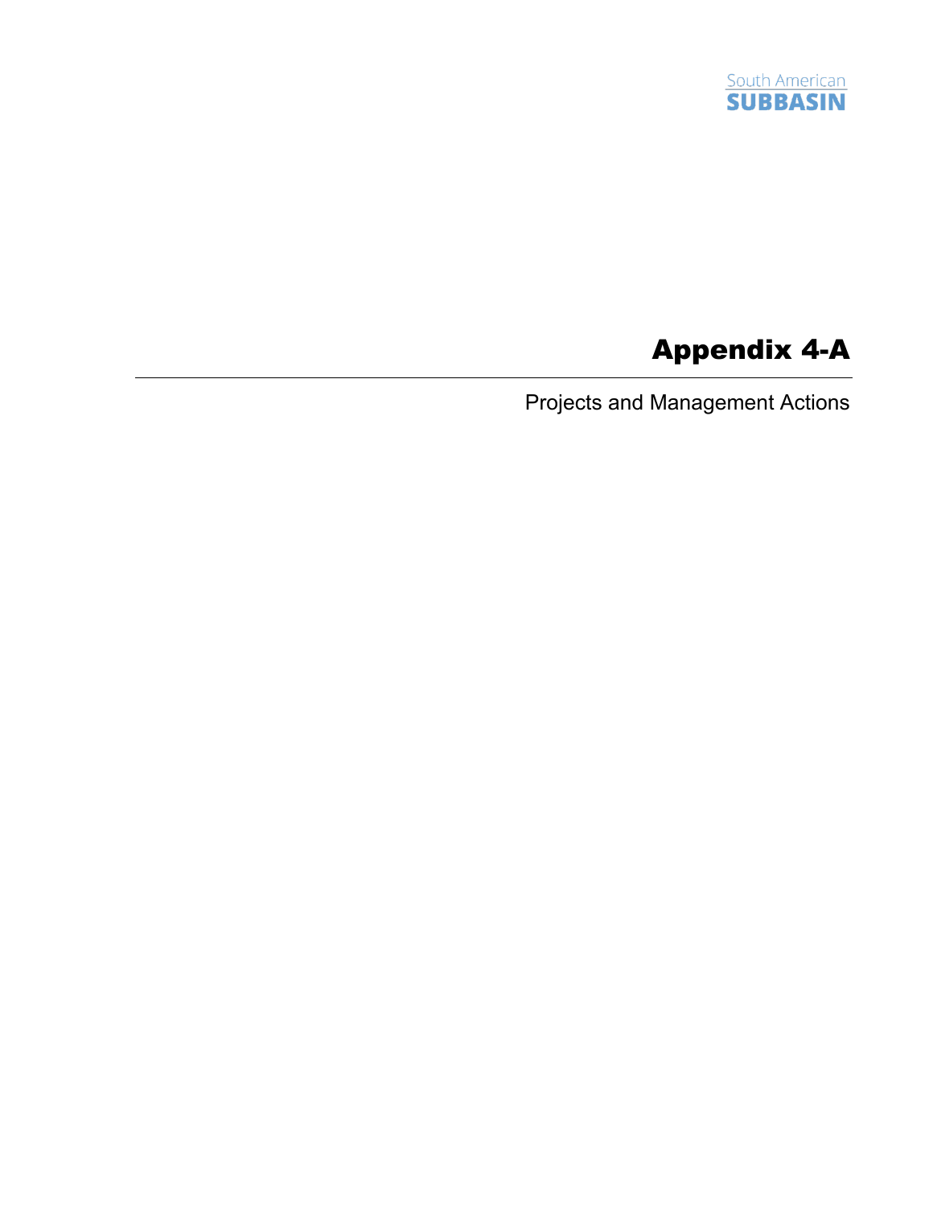South American
SUBBASIN

# Appendix 4-A

Projects and Management Actions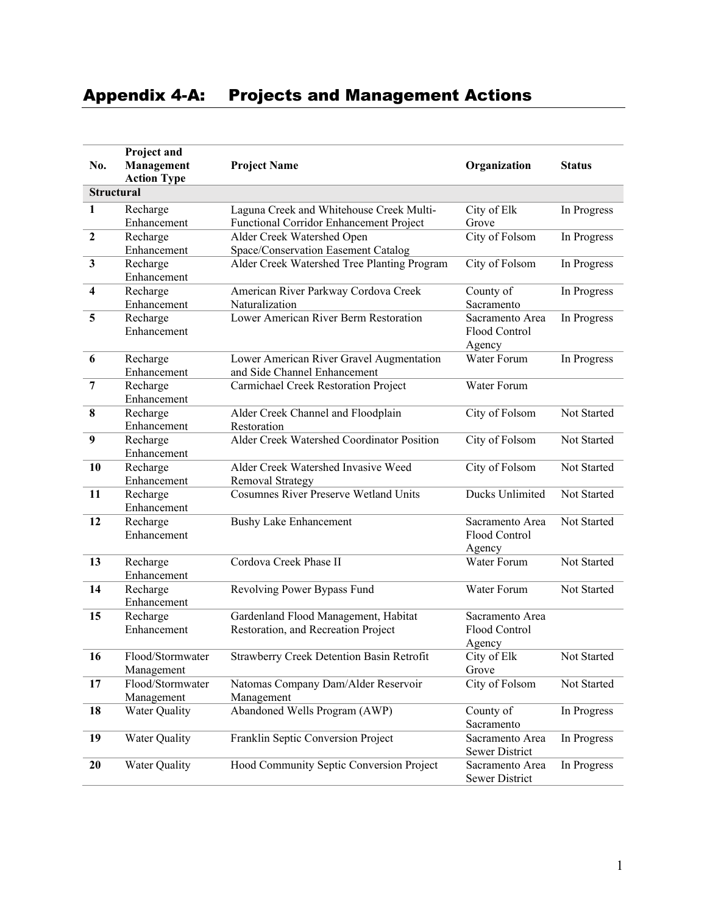# Appendix 4-A: Projects and Management Actions

| No. | Project and Management Action Type | Project Name | Organization | Status |
|---|---|---|---|---|
| **Structural** | | | | |
| **1** | Recharge Enhancement | Laguna Creek and Whitehouse Creek Multi-Functional Corridor Enhancement Project | City of Elk Grove | In Progress |
| **2** | Recharge Enhancement | Alder Creek Watershed Open Space/Conservation Easement Catalog | City of Folsom | In Progress |
| **3** | Recharge Enhancement | Alder Creek Watershed Tree Planting Program | City of Folsom | In Progress |
| **4** | Recharge Enhancement | American River Parkway Cordova Creek Naturalization | County of Sacramento | In Progress |
| **5** | Recharge Enhancement | Lower American River Berm Restoration | Sacramento Area Flood Control Agency | In Progress |
| **6** | Recharge Enhancement | Lower American River Gravel Augmentation and Side Channel Enhancement | Water Forum | In Progress |
| **7** | Recharge Enhancement | Carmichael Creek Restoration Project | Water Forum | |
| **8** | Recharge Enhancement | Alder Creek Channel and Floodplain Restoration | City of Folsom | Not Started |
| **9** | Recharge Enhancement | Alder Creek Watershed Coordinator Position | City of Folsom | Not Started |
| **10** | Recharge Enhancement | Alder Creek Watershed Invasive Weed Removal Strategy | City of Folsom | Not Started |
| **11** | Recharge Enhancement | Cosumnes River Preserve Wetland Units | Ducks Unlimited | Not Started |
| **12** | Recharge Enhancement | Bushy Lake Enhancement | Sacramento Area Flood Control Agency | Not Started |
| **13** | Recharge Enhancement | Cordova Creek Phase II | Water Forum | Not Started |
| **14** | Recharge Enhancement | Revolving Power Bypass Fund | Water Forum | Not Started |
| **15** | Recharge Enhancement | Gardenland Flood Management, Habitat Restoration, and Recreation Project | Sacramento Area Flood Control Agency | |
| **16** | Flood/Stormwater Management | Strawberry Creek Detention Basin Retrofit | City of Elk Grove | Not Started |
| **17** | Flood/Stormwater Management | Natomas Company Dam/Alder Reservoir Management | City of Folsom | Not Started |
| **18** | Water Quality | Abandoned Wells Program (AWP) | County of Sacramento | In Progress |
| **19** | Water Quality | Franklin Septic Conversion Project | Sacramento Area Sewer District | In Progress |
| **20** | Water Quality | Hood Community Septic Conversion Project | Sacramento Area Sewer District | In Progress |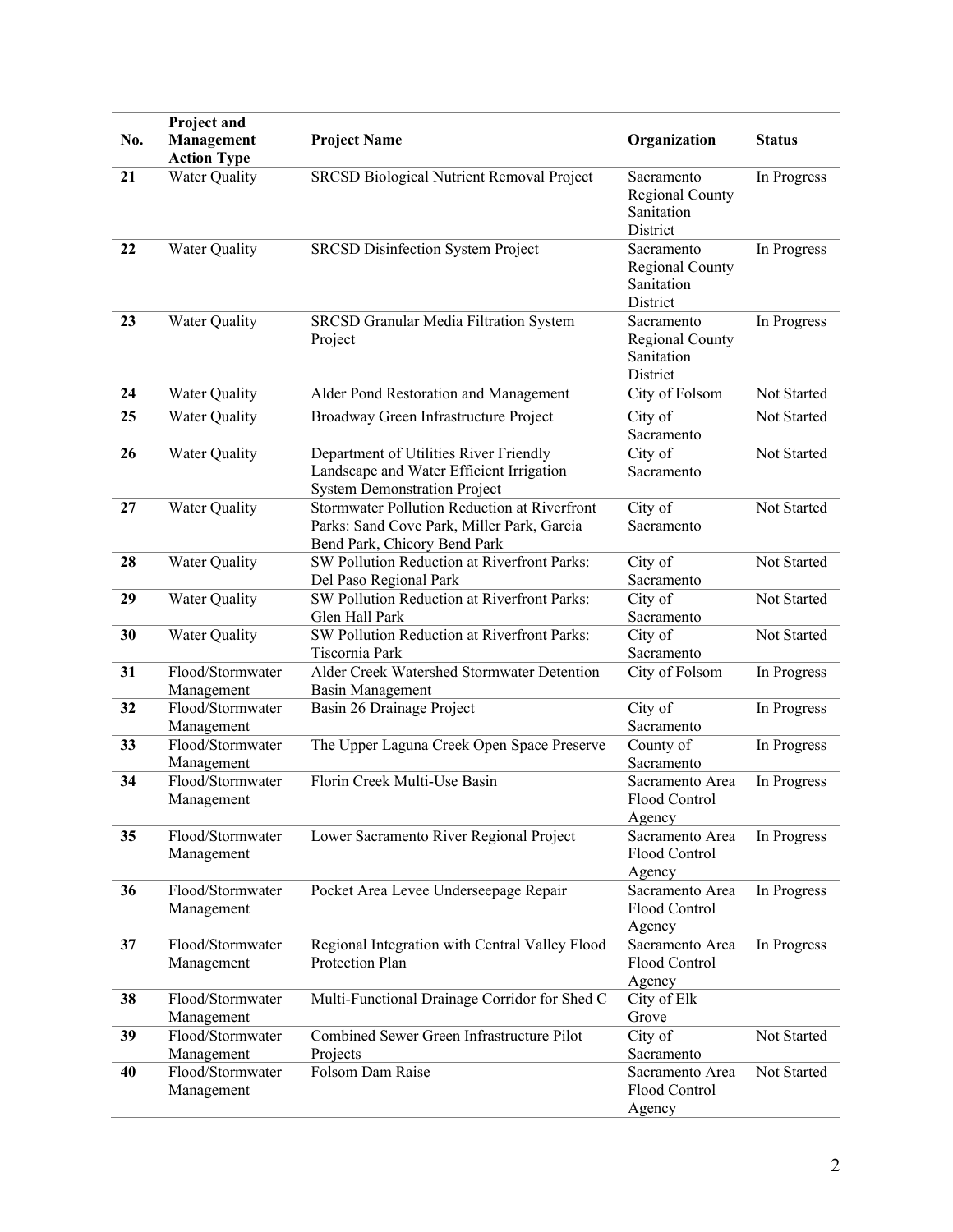| No. | Project and Management Action Type | Project Name | Organization | Status |
|---|---|---|---|---|
| 21 | Water Quality | SRCSD Biological Nutrient Removal Project | Sacramento Regional County Sanitation District | In Progress |
| 22 | Water Quality | SRCSD Disinfection System Project | Sacramento Regional County Sanitation District | In Progress |
| 23 | Water Quality | SRCSD Granular Media Filtration System Project | Sacramento Regional County Sanitation District | In Progress |
| 24 | Water Quality | Alder Pond Restoration and Management | City of Folsom | Not Started |
| 25 | Water Quality | Broadway Green Infrastructure Project | City of Sacramento | Not Started |
| 26 | Water Quality | Department of Utilities River Friendly Landscape and Water Efficient Irrigation System Demonstration Project | City of Sacramento | Not Started |
| 27 | Water Quality | Stormwater Pollution Reduction at Riverfront Parks: Sand Cove Park, Miller Park, Garcia Bend Park, Chicory Bend Park | City of Sacramento | Not Started |
| 28 | Water Quality | SW Pollution Reduction at Riverfront Parks: Del Paso Regional Park | City of Sacramento | Not Started |
| 29 | Water Quality | SW Pollution Reduction at Riverfront Parks: Glen Hall Park | City of Sacramento | Not Started |
| 30 | Water Quality | SW Pollution Reduction at Riverfront Parks: Tiscornia Park | City of Sacramento | Not Started |
| 31 | Flood/Stormwater Management | Alder Creek Watershed Stormwater Detention Basin Management | City of Folsom | In Progress |
| 32 | Flood/Stormwater Management | Basin 26 Drainage Project | City of Sacramento | In Progress |
| 33 | Flood/Stormwater Management | The Upper Laguna Creek Open Space Preserve | County of Sacramento | In Progress |
| 34 | Flood/Stormwater Management | Florin Creek Multi-Use Basin | Sacramento Area Flood Control Agency | In Progress |
| 35 | Flood/Stormwater Management | Lower Sacramento River Regional Project | Sacramento Area Flood Control Agency | In Progress |
| 36 | Flood/Stormwater Management | Pocket Area Levee Underseepage Repair | Sacramento Area Flood Control Agency | In Progress |
| 37 | Flood/Stormwater Management | Regional Integration with Central Valley Flood Protection Plan | Sacramento Area Flood Control Agency | In Progress |
| 38 | Flood/Stormwater Management | Multi-Functional Drainage Corridor for Shed C | City of Elk Grove | |
| 39 | Flood/Stormwater Management | Combined Sewer Green Infrastructure Pilot Projects | City of Sacramento | Not Started |
| 40 | Flood/Stormwater Management | Folsom Dam Raise | Sacramento Area Flood Control Agency | Not Started |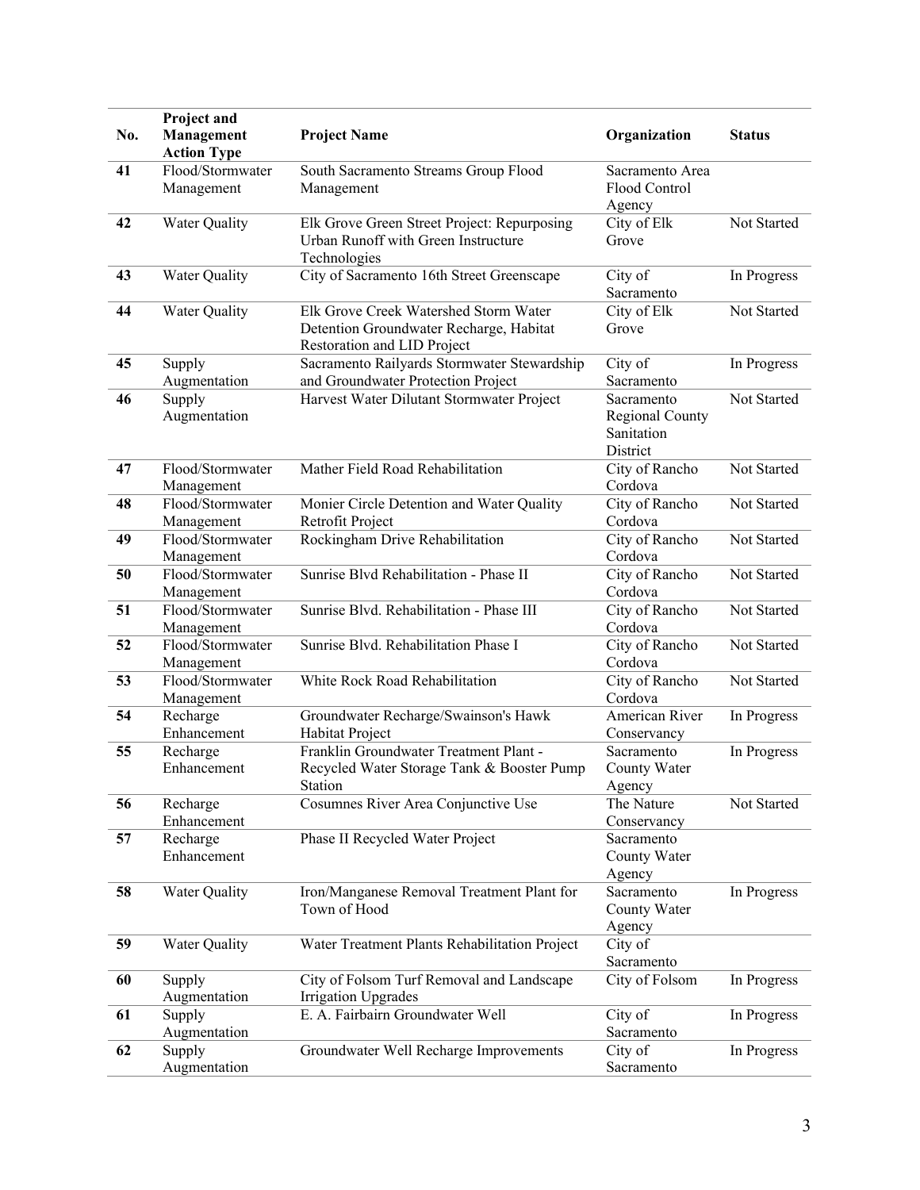| No. | Project and Management Action Type | Project Name | Organization | Status |
|---|---|---|---|---|
| **41** | Flood/Stormwater Management | South Sacramento Streams Group Flood Management | Sacramento Area Flood Control Agency | |
| **42** | Water Quality | Elk Grove Green Street Project: Repurposing Urban Runoff with Green Instructure Technologies | City of Elk Grove | Not Started |
| **43** | Water Quality | City of Sacramento 16th Street Greenscape | City of Sacramento | In Progress |
| **44** | Water Quality | Elk Grove Creek Watershed Storm Water Detention Groundwater Recharge, Habitat Restoration and LID Project | City of Elk Grove | Not Started |
| **45** | Supply Augmentation | Sacramento Railyards Stormwater Stewardship and Groundwater Protection Project | City of Sacramento | In Progress |
| **46** | Supply Augmentation | Harvest Water Dilutant Stormwater Project | Sacramento Regional County Sanitation District | Not Started |
| **47** | Flood/Stormwater Management | Mather Field Road Rehabilitation | City of Rancho Cordova | Not Started |
| **48** | Flood/Stormwater Management | Monier Circle Detention and Water Quality Retrofit Project | City of Rancho Cordova | Not Started |
| **49** | Flood/Stormwater Management | Rockingham Drive Rehabilitation | City of Rancho Cordova | Not Started |
| **50** | Flood/Stormwater Management | Sunrise Blvd Rehabilitation - Phase II | City of Rancho Cordova | Not Started |
| **51** | Flood/Stormwater Management | Sunrise Blvd. Rehabilitation - Phase III | City of Rancho Cordova | Not Started |
| **52** | Flood/Stormwater Management | Sunrise Blvd. Rehabilitation Phase I | City of Rancho Cordova | Not Started |
| **53** | Flood/Stormwater Management | White Rock Road Rehabilitation | City of Rancho Cordova | Not Started |
| **54** | Recharge Enhancement | Groundwater Recharge/Swainson's Hawk Habitat Project | American River Conservancy | In Progress |
| **55** | Recharge Enhancement | Franklin Groundwater Treatment Plant - Recycled Water Storage Tank & Booster Pump Station | Sacramento County Water Agency | In Progress |
| **56** | Recharge Enhancement | Cosumnes River Area Conjunctive Use | The Nature Conservancy | Not Started |
| **57** | Recharge Enhancement | Phase II Recycled Water Project | Sacramento County Water Agency | |
| **58** | Water Quality | Iron/Manganese Removal Treatment Plant for Town of Hood | Sacramento County Water Agency | In Progress |
| **59** | Water Quality | Water Treatment Plants Rehabilitation Project | City of Sacramento | |
| **60** | Supply Augmentation | City of Folsom Turf Removal and Landscape Irrigation Upgrades | City of Folsom | In Progress |
| **61** | Supply Augmentation | E. A. Fairbairn Groundwater Well | City of Sacramento | In Progress |
| **62** | Supply Augmentation | Groundwater Well Recharge Improvements | City of Sacramento | In Progress |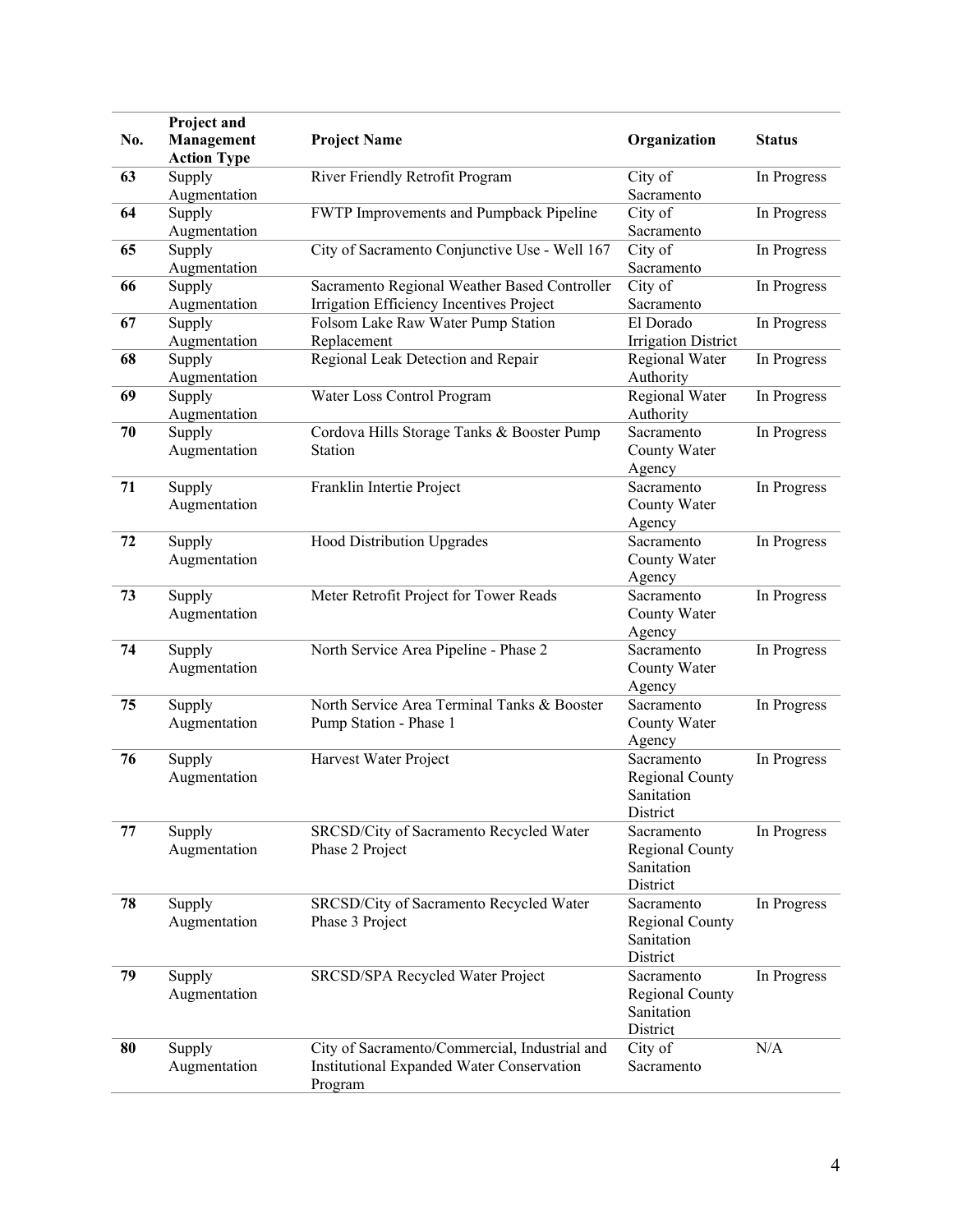| No. | Project and Management Action Type | Project Name | Organization | Status |
|---|---|---|---|---|
| 63 | Supply Augmentation | River Friendly Retrofit Program | City of Sacramento | In Progress |
| 64 | Supply Augmentation | FWTP Improvements and Pumpback Pipeline | City of Sacramento | In Progress |
| 65 | Supply Augmentation | City of Sacramento Conjunctive Use - Well 167 | City of Sacramento | In Progress |
| 66 | Supply Augmentation | Sacramento Regional Weather Based Controller Irrigation Efficiency Incentives Project | City of Sacramento | In Progress |
| 67 | Supply Augmentation | Folsom Lake Raw Water Pump Station Replacement | El Dorado Irrigation District | In Progress |
| 68 | Supply Augmentation | Regional Leak Detection and Repair | Regional Water Authority | In Progress |
| 69 | Supply Augmentation | Water Loss Control Program | Regional Water Authority | In Progress |
| 70 | Supply Augmentation | Cordova Hills Storage Tanks & Booster Pump Station | Sacramento County Water Agency | In Progress |
| 71 | Supply Augmentation | Franklin Intertie Project | Sacramento County Water Agency | In Progress |
| 72 | Supply Augmentation | Hood Distribution Upgrades | Sacramento County Water Agency | In Progress |
| 73 | Supply Augmentation | Meter Retrofit Project for Tower Reads | Sacramento County Water Agency | In Progress |
| 74 | Supply Augmentation | North Service Area Pipeline - Phase 2 | Sacramento County Water Agency | In Progress |
| 75 | Supply Augmentation | North Service Area Terminal Tanks & Booster Pump Station - Phase 1 | Sacramento County Water Agency | In Progress |
| 76 | Supply Augmentation | Harvest Water Project | Sacramento Regional County Sanitation District | In Progress |
| 77 | Supply Augmentation | SRCSD/City of Sacramento Recycled Water Phase 2 Project | Sacramento Regional County Sanitation District | In Progress |
| 78 | Supply Augmentation | SRCSD/City of Sacramento Recycled Water Phase 3 Project | Sacramento Regional County Sanitation District | In Progress |
| 79 | Supply Augmentation | SRCSD/SPA Recycled Water Project | Sacramento Regional County Sanitation District | In Progress |
| 80 | Supply Augmentation | City of Sacramento/Commercial, Industrial and Institutional Expanded Water Conservation Program | City of Sacramento | N/A |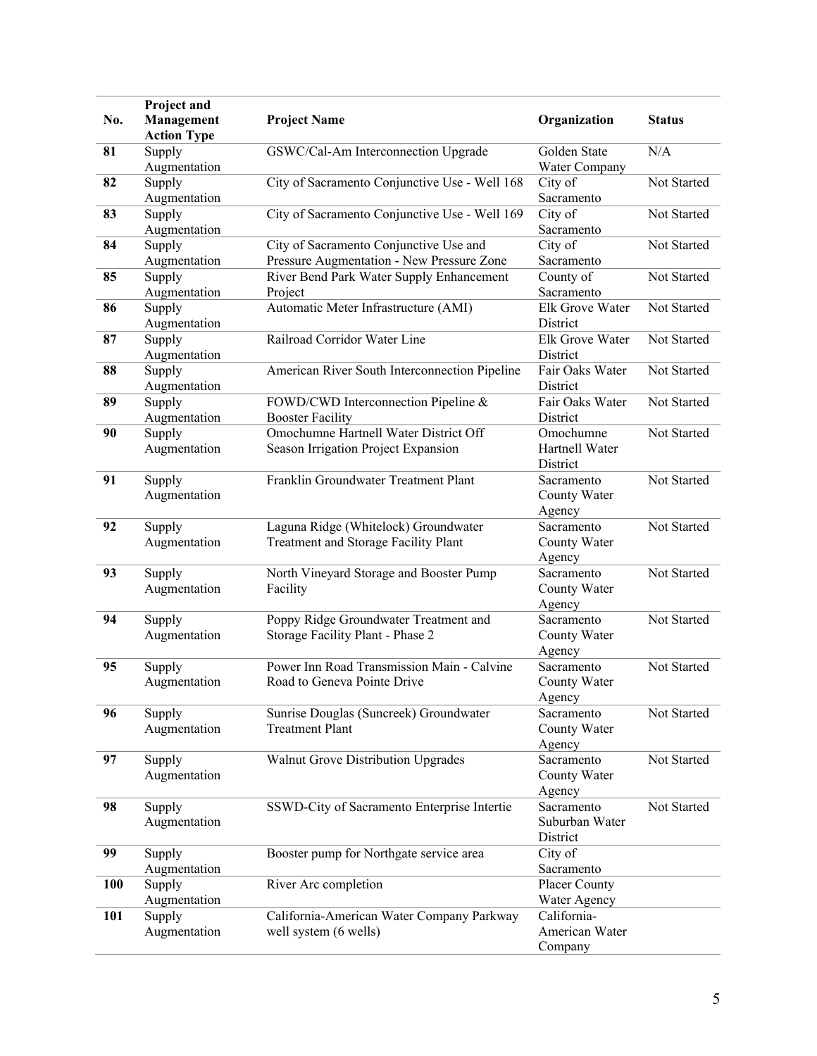| No. | Project and Management Action Type | Project Name | Organization | Status |
|---|---|---|---|---|
| 81 | Supply Augmentation | GSWC/Cal-Am Interconnection Upgrade | Golden State Water Company | N/A |
| 82 | Supply Augmentation | City of Sacramento Conjunctive Use - Well 168 | City of Sacramento | Not Started |
| 83 | Supply Augmentation | City of Sacramento Conjunctive Use - Well 169 | City of Sacramento | Not Started |
| 84 | Supply Augmentation | City of Sacramento Conjunctive Use and Pressure Augmentation - New Pressure Zone | City of Sacramento | Not Started |
| 85 | Supply Augmentation | River Bend Park Water Supply Enhancement Project | County of Sacramento | Not Started |
| 86 | Supply Augmentation | Automatic Meter Infrastructure (AMI) | Elk Grove Water District | Not Started |
| 87 | Supply Augmentation | Railroad Corridor Water Line | Elk Grove Water District | Not Started |
| 88 | Supply Augmentation | American River South Interconnection Pipeline | Fair Oaks Water District | Not Started |
| 89 | Supply Augmentation | FOWD/CWD Interconnection Pipeline & Booster Facility | Fair Oaks Water District | Not Started |
| 90 | Supply Augmentation | Omochumne Hartnell Water District Off Season Irrigation Project Expansion | Omochumne Hartnell Water District | Not Started |
| 91 | Supply Augmentation | Franklin Groundwater Treatment Plant | Sacramento County Water Agency | Not Started |
| 92 | Supply Augmentation | Laguna Ridge (Whitelock) Groundwater Treatment and Storage Facility Plant | Sacramento County Water Agency | Not Started |
| 93 | Supply Augmentation | North Vineyard Storage and Booster Pump Facility | Sacramento County Water Agency | Not Started |
| 94 | Supply Augmentation | Poppy Ridge Groundwater Treatment and Storage Facility Plant - Phase 2 | Sacramento County Water Agency | Not Started |
| 95 | Supply Augmentation | Power Inn Road Transmission Main - Calvine Road to Geneva Pointe Drive | Sacramento County Water Agency | Not Started |
| 96 | Supply Augmentation | Sunrise Douglas (Suncreek) Groundwater Treatment Plant | Sacramento County Water Agency | Not Started |
| 97 | Supply Augmentation | Walnut Grove Distribution Upgrades | Sacramento County Water Agency | Not Started |
| 98 | Supply Augmentation | SSWD-City of Sacramento Enterprise Intertie | Sacramento Suburban Water District | Not Started |
| 99 | Supply Augmentation | Booster pump for Northgate service area | City of Sacramento | |
| 100 | Supply Augmentation | River Arc completion | Placer County Water Agency | |
| 101 | Supply Augmentation | California-American Water Company Parkway well system (6 wells) | California-American Water Company | |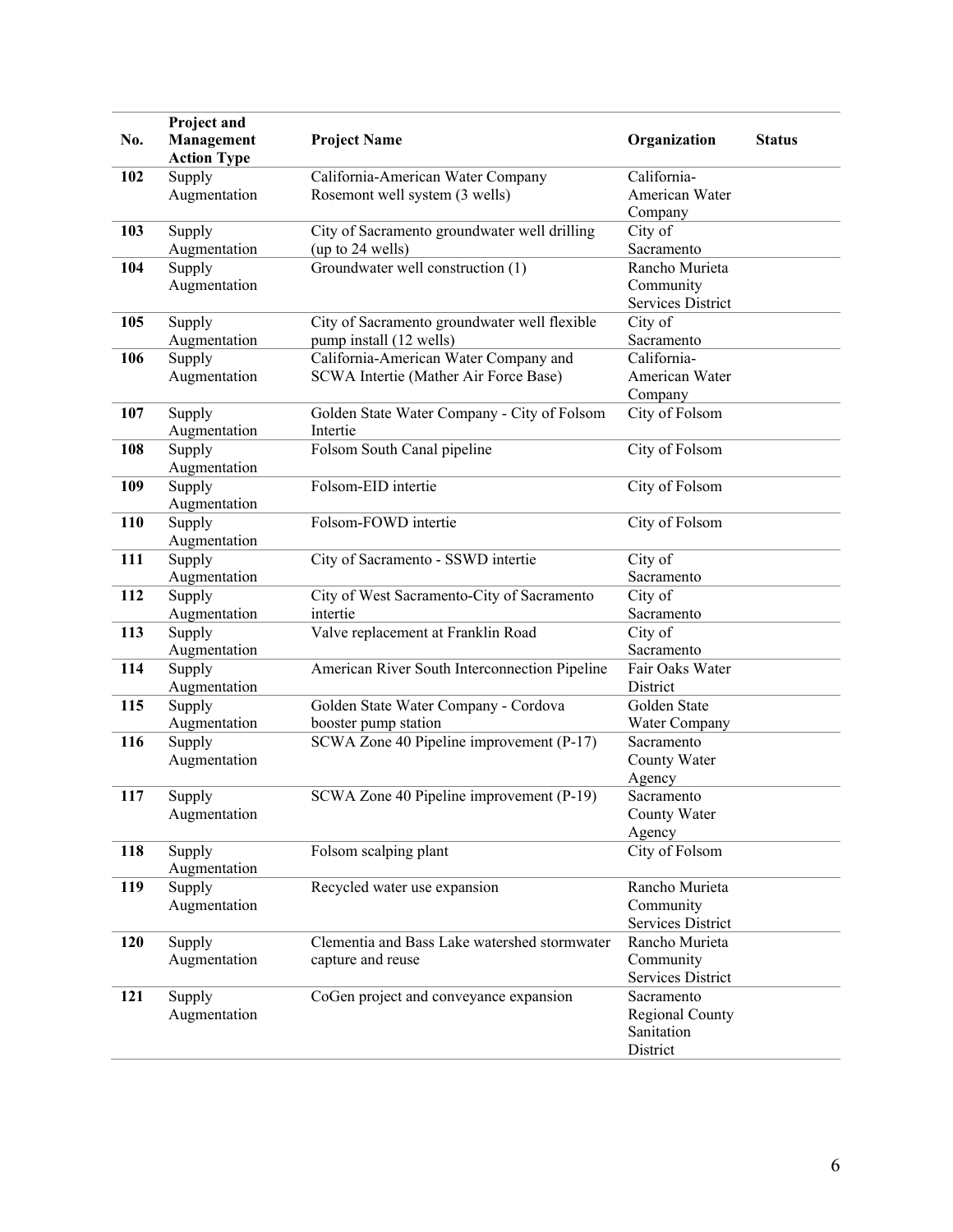| No. | Project and Management Action Type | Project Name | Organization | Status |
|---|---|---|---|---|
| 102 | Supply Augmentation | California-American Water Company Rosemont well system (3 wells) | California-American Water Company | |
| 103 | Supply Augmentation | City of Sacramento groundwater well drilling (up to 24 wells) | City of Sacramento | |
| 104 | Supply Augmentation | Groundwater well construction (1) | Rancho Murieta Community Services District | |
| 105 | Supply Augmentation | City of Sacramento groundwater well flexible pump install (12 wells) | City of Sacramento | |
| 106 | Supply Augmentation | California-American Water Company and SCWA Intertie (Mather Air Force Base) | California-American Water Company | |
| 107 | Supply Augmentation | Golden State Water Company - City of Folsom Intertie | City of Folsom | |
| 108 | Supply Augmentation | Folsom South Canal pipeline | City of Folsom | |
| 109 | Supply Augmentation | Folsom-EID intertie | City of Folsom | |
| 110 | Supply Augmentation | Folsom-FOWD intertie | City of Folsom | |
| 111 | Supply Augmentation | City of Sacramento - SSWD intertie | City of Sacramento | |
| 112 | Supply Augmentation | City of West Sacramento-City of Sacramento intertie | City of Sacramento | |
| 113 | Supply Augmentation | Valve replacement at Franklin Road | City of Sacramento | |
| 114 | Supply Augmentation | American River South Interconnection Pipeline | Fair Oaks Water District | |
| 115 | Supply Augmentation | Golden State Water Company - Cordova booster pump station | Golden State Water Company | |
| 116 | Supply Augmentation | SCWA Zone 40 Pipeline improvement (P-17) | Sacramento County Water Agency | |
| 117 | Supply Augmentation | SCWA Zone 40 Pipeline improvement (P-19) | Sacramento County Water Agency | |
| 118 | Supply Augmentation | Folsom scalping plant | City of Folsom | |
| 119 | Supply Augmentation | Recycled water use expansion | Rancho Murieta Community Services District | |
| 120 | Supply Augmentation | Clementia and Bass Lake watershed stormwater capture and reuse | Rancho Murieta Community Services District | |
| 121 | Supply Augmentation | CoGen project and conveyance expansion | Sacramento Regional County Sanitation District | |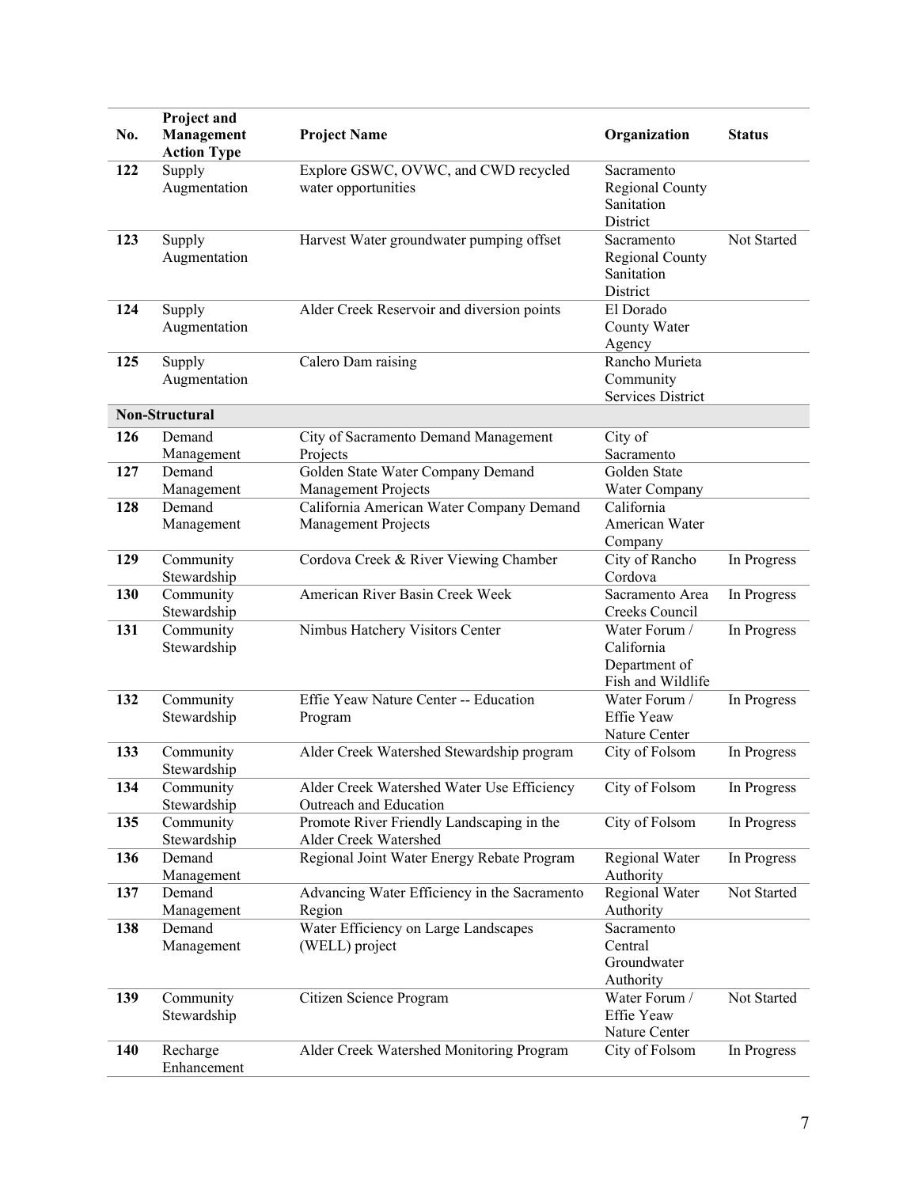| No. | Project and Management Action Type | Project Name | Organization | Status |
|---|---|---|---|---|
| 122 | Supply Augmentation | Explore GSWC, OVWC, and CWD recycled water opportunities | Sacramento Regional County Sanitation District | |
| 123 | Supply Augmentation | Harvest Water groundwater pumping offset | Sacramento Regional County Sanitation District | Not Started |
| 124 | Supply Augmentation | Alder Creek Reservoir and diversion points | El Dorado County Water Agency | |
| 125 | Supply Augmentation | Calero Dam raising | Rancho Murieta Community Services District | |
| **Non-Structural** | | | | |
| 126 | Demand Management | City of Sacramento Demand Management Projects | City of Sacramento | |
| 127 | Demand Management | Golden State Water Company Demand Management Projects | Golden State Water Company | |
| 128 | Demand Management | California American Water Company Demand Management Projects | California American Water Company | |
| 129 | Community Stewardship | Cordova Creek & River Viewing Chamber | City of Rancho Cordova | In Progress |
| 130 | Community Stewardship | American River Basin Creek Week | Sacramento Area Creeks Council | In Progress |
| 131 | Community Stewardship | Nimbus Hatchery Visitors Center | Water Forum / California Department of Fish and Wildlife | In Progress |
| 132 | Community Stewardship | Effie Yeaw Nature Center -- Education Program | Water Forum / Effie Yeaw Nature Center | In Progress |
| 133 | Community Stewardship | Alder Creek Watershed Stewardship program | City of Folsom | In Progress |
| 134 | Community Stewardship | Alder Creek Watershed Water Use Efficiency Outreach and Education | City of Folsom | In Progress |
| 135 | Community Stewardship | Promote River Friendly Landscaping in the Alder Creek Watershed | City of Folsom | In Progress |
| 136 | Demand Management | Regional Joint Water Energy Rebate Program | Regional Water Authority | In Progress |
| 137 | Demand Management | Advancing Water Efficiency in the Sacramento Region | Regional Water Authority | Not Started |
| 138 | Demand Management | Water Efficiency on Large Landscapes (WELL) project | Sacramento Central Groundwater Authority | |
| 139 | Community Stewardship | Citizen Science Program | Water Forum / Effie Yeaw Nature Center | Not Started |
| 140 | Recharge Enhancement | Alder Creek Watershed Monitoring Program | City of Folsom | In Progress |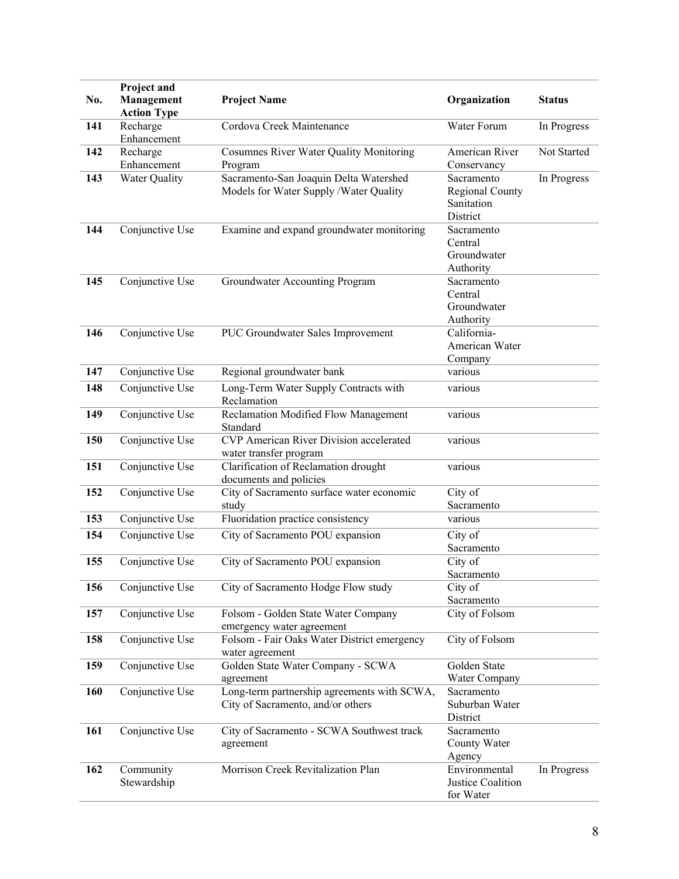| No. | Project and Management Action Type | Project Name | Organization | Status |
|---|---|---|---|---|
| 141 | Recharge Enhancement | Cordova Creek Maintenance | Water Forum | In Progress |
| 142 | Recharge Enhancement | Cosumnes River Water Quality Monitoring Program | American River Conservancy | Not Started |
| 143 | Water Quality | Sacramento-San Joaquin Delta Watershed Models for Water Supply /Water Quality | Sacramento Regional County Sanitation District | In Progress |
| 144 | Conjunctive Use | Examine and expand groundwater monitoring | Sacramento Central Groundwater Authority | |
| 145 | Conjunctive Use | Groundwater Accounting Program | Sacramento Central Groundwater Authority | |
| 146 | Conjunctive Use | PUC Groundwater Sales Improvement | California-American Water Company | |
| 147 | Conjunctive Use | Regional groundwater bank | various | |
| 148 | Conjunctive Use | Long-Term Water Supply Contracts with Reclamation | various | |
| 149 | Conjunctive Use | Reclamation Modified Flow Management Standard | various | |
| 150 | Conjunctive Use | CVP American River Division accelerated water transfer program | various | |
| 151 | Conjunctive Use | Clarification of Reclamation drought documents and policies | various | |
| 152 | Conjunctive Use | City of Sacramento surface water economic study | City of Sacramento | |
| 153 | Conjunctive Use | Fluoridation practice consistency | various | |
| 154 | Conjunctive Use | City of Sacramento POU expansion | City of Sacramento | |
| 155 | Conjunctive Use | City of Sacramento POU expansion | City of Sacramento | |
| 156 | Conjunctive Use | City of Sacramento Hodge Flow study | City of Sacramento | |
| 157 | Conjunctive Use | Folsom - Golden State Water Company emergency water agreement | City of Folsom | |
| 158 | Conjunctive Use | Folsom - Fair Oaks Water District emergency water agreement | City of Folsom | |
| 159 | Conjunctive Use | Golden State Water Company - SCWA agreement | Golden State Water Company | |
| 160 | Conjunctive Use | Long-term partnership agreements with SCWA, City of Sacramento, and/or others | Sacramento Suburban Water District | |
| 161 | Conjunctive Use | City of Sacramento - SCWA Southwest track agreement | Sacramento County Water Agency | |
| 162 | Community Stewardship | Morrison Creek Revitalization Plan | Environmental Justice Coalition for Water | In Progress |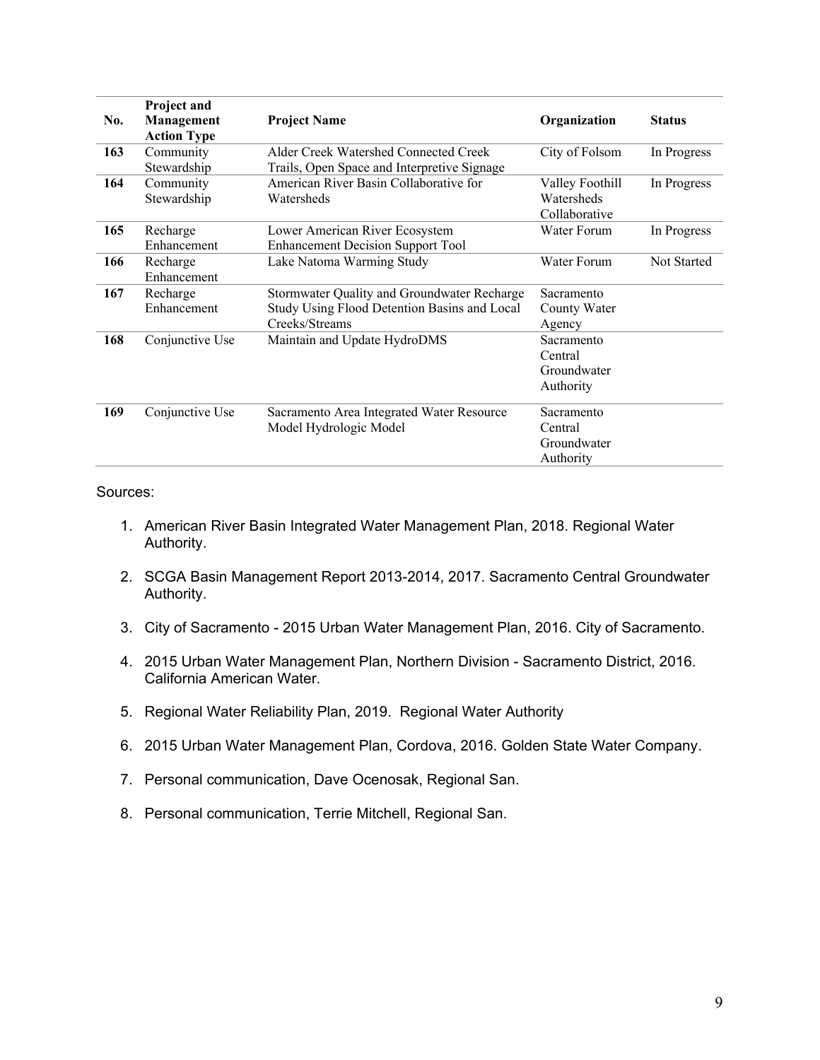| No. | Project and Management Action Type | Project Name | Organization | Status |
| --- | --- | --- | --- | --- |
| **163** | Community Stewardship | Alder Creek Watershed Connected Creek Trails, Open Space and Interpretive Signage | City of Folsom | In Progress |
| **164** | Community Stewardship | American River Basin Collaborative for Watersheds | Valley Foothill Watersheds Collaborative | In Progress |
| **165** | Recharge Enhancement | Lower American River Ecosystem Enhancement Decision Support Tool | Water Forum | In Progress |
| **166** | Recharge Enhancement | Lake Natoma Warming Study | Water Forum | Not Started |
| **167** | Recharge Enhancement | Stormwater Quality and Groundwater Recharge Study Using Flood Detention Basins and Local Creeks/Streams | Sacramento County Water Agency | |
| **168** | Conjunctive Use | Maintain and Update HydroDMS | Sacramento Central Groundwater Authority | |
| **169** | Conjunctive Use | Sacramento Area Integrated Water Resource Model Hydrologic Model | Sacramento Central Groundwater Authority | |

Sources:

1. American River Basin Integrated Water Management Plan, 2018. Regional Water Authority.
2. SCGA Basin Management Report 2013-2014, 2017. Sacramento Central Groundwater Authority.
3. City of Sacramento - 2015 Urban Water Management Plan, 2016. City of Sacramento.
4. 2015 Urban Water Management Plan, Northern Division - Sacramento District, 2016. California American Water.
5. Regional Water Reliability Plan, 2019. Regional Water Authority
6. 2015 Urban Water Management Plan, Cordova, 2016. Golden State Water Company.
7. Personal communication, Dave Ocenosak, Regional San.
8. Personal communication, Terrie Mitchell, Regional San.